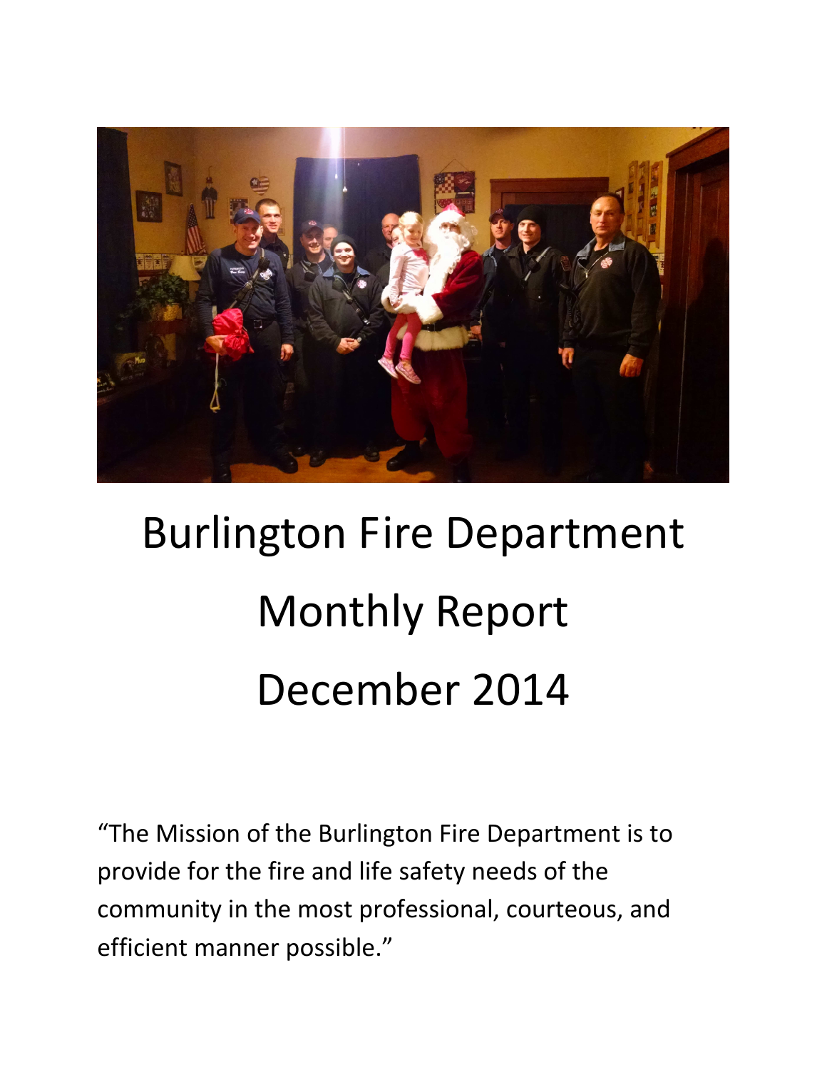# Burlington Fire Department

# Monthly Report

# December 2014

"The Mission of the Burlington Fire Department is to provide for the fire and life safety needs of the community in the most professional, courteous, and efficient manner possible."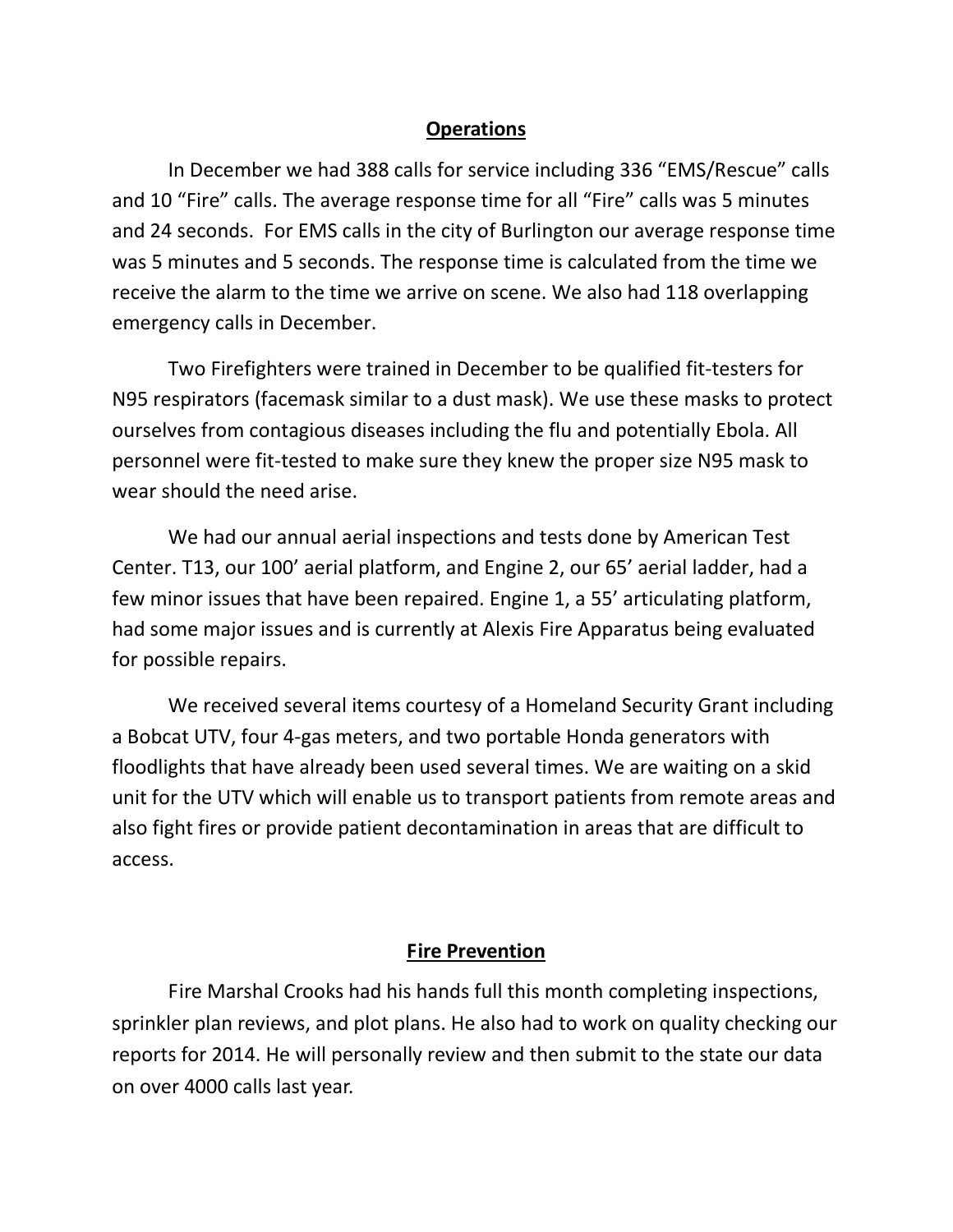## Operations

In December we had 388 calls for service including 336 “EMS/Rescue” calls and 10 “Fire” calls. The average response time for all “Fire” calls was 5 minutes and 24 seconds. For EMS calls in the city of Burlington our average response time was 5 minutes and 5 seconds. The response time is calculated from the time we receive the alarm to the time we arrive on scene. We also had 118 overlapping emergency calls in December.

Two Firefighters were trained in December to be qualified fit-testers for N95 respirators (facemask similar to a dust mask). We use these masks to protect ourselves from contagious diseases including the flu and potentially Ebola. All personnel were fit-tested to make sure they knew the proper size N95 mask to wear should the need arise.

We had our annual aerial inspections and tests done by American Test Center. T13, our 100’ aerial platform, and Engine 2, our 65’ aerial ladder, had a few minor issues that have been repaired. Engine 1, a 55’ articulating platform, had some major issues and is currently at Alexis Fire Apparatus being evaluated for possible repairs.

We received several items courtesy of a Homeland Security Grant including a Bobcat UTV, four 4-gas meters, and two portable Honda generators with floodlights that have already been used several times. We are waiting on a skid unit for the UTV which will enable us to transport patients from remote areas and also fight fires or provide patient decontamination in areas that are difficult to access.

## Fire Prevention

Fire Marshal Crooks had his hands full this month completing inspections, sprinkler plan reviews, and plot plans. He also had to work on quality checking our reports for 2014. He will personally review and then submit to the state our data on over 4000 calls last year.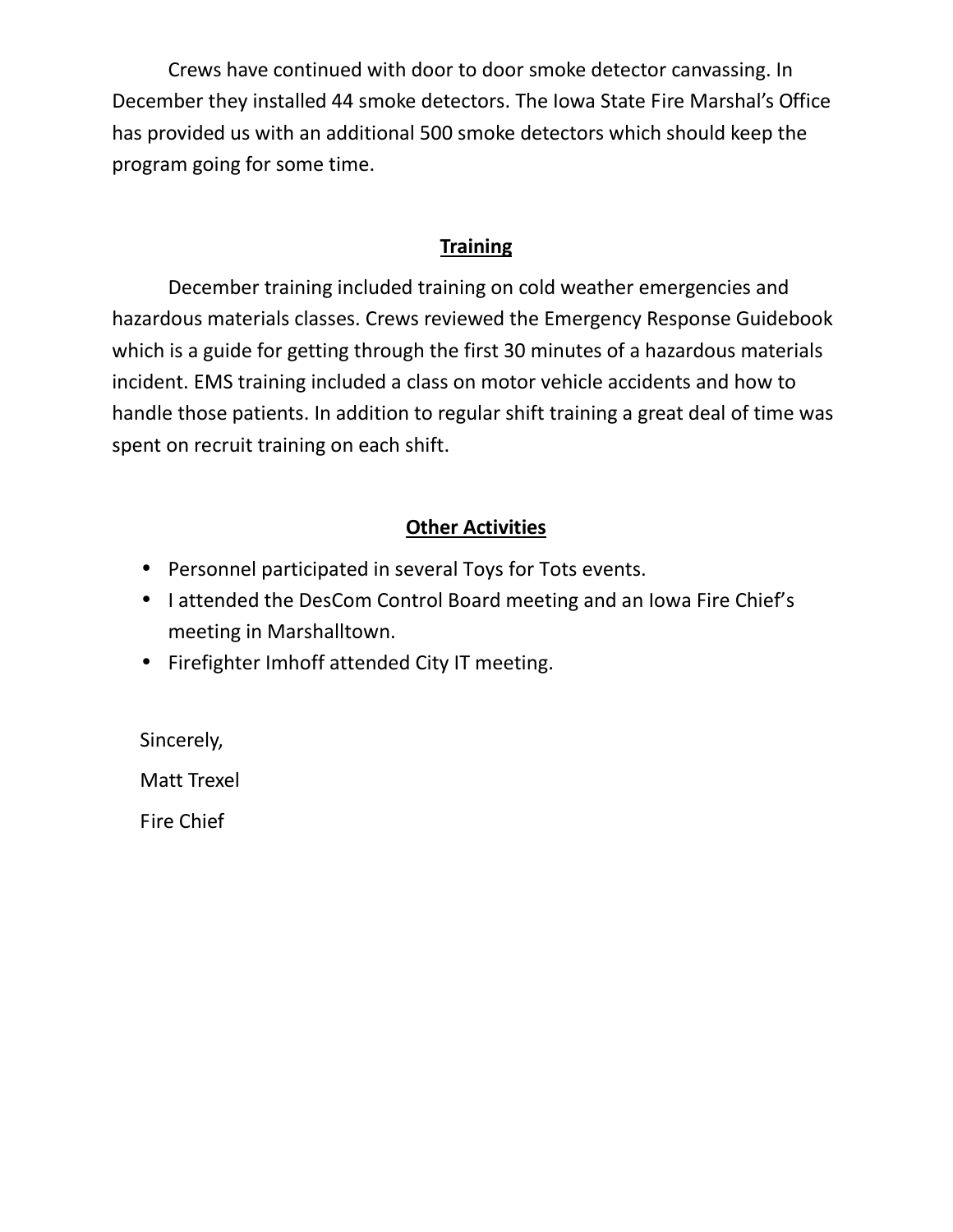Crews have continued with door to door smoke detector canvassing. In December they installed 44 smoke detectors. The Iowa State Fire Marshal's Office has provided us with an additional 500 smoke detectors which should keep the program going for some time.

## Training

December training included training on cold weather emergencies and hazardous materials classes. Crews reviewed the Emergency Response Guidebook which is a guide for getting through the first 30 minutes of a hazardous materials incident. EMS training included a class on motor vehicle accidents and how to handle those patients. In addition to regular shift training a great deal of time was spent on recruit training on each shift.

## Other Activities

- Personnel participated in several Toys for Tots events.
- I attended the DesCom Control Board meeting and an Iowa Fire Chief's meeting in Marshalltown.
- Firefighter Imhoff attended City IT meeting.

Sincerely,

Matt Trexel

Fire Chief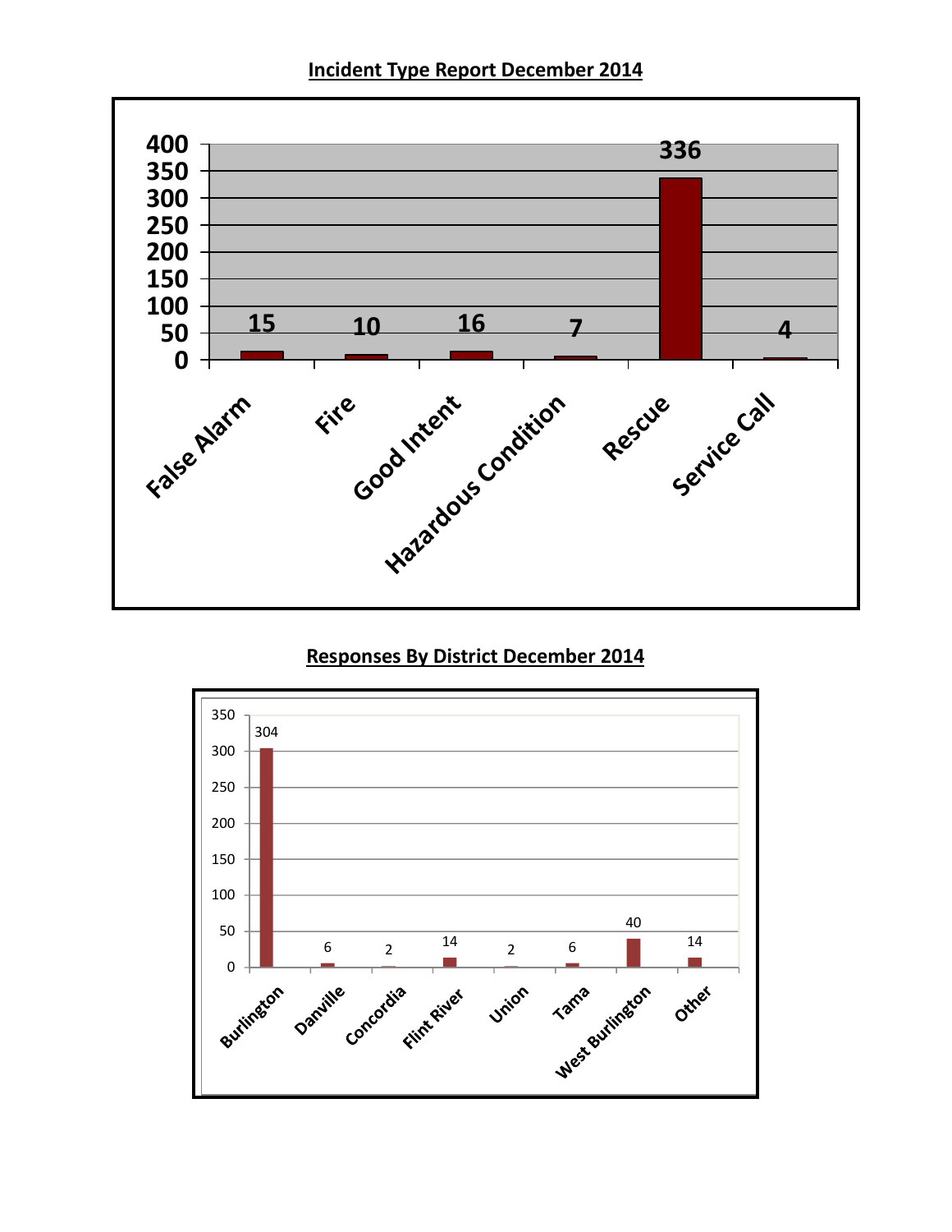## Incident Type Report December 2014

| Incident Type | Count |
|---|---|
| False Alarm | 15 |
| Fire | 10 |
| Good Intent | 16 |
| Hazardous Condition | 7 |
| Rescue | 336 |
| Service Call | 4 |

## Responses By District December 2014

| District | Responses |
|---|---|
| Burlington | 304 |
| Danville | 6 |
| Concordia | 2 |
| Flint River | 14 |
| Union | 2 |
| Tama | 6 |
| West Burlington | 40 |
| Other | 14 |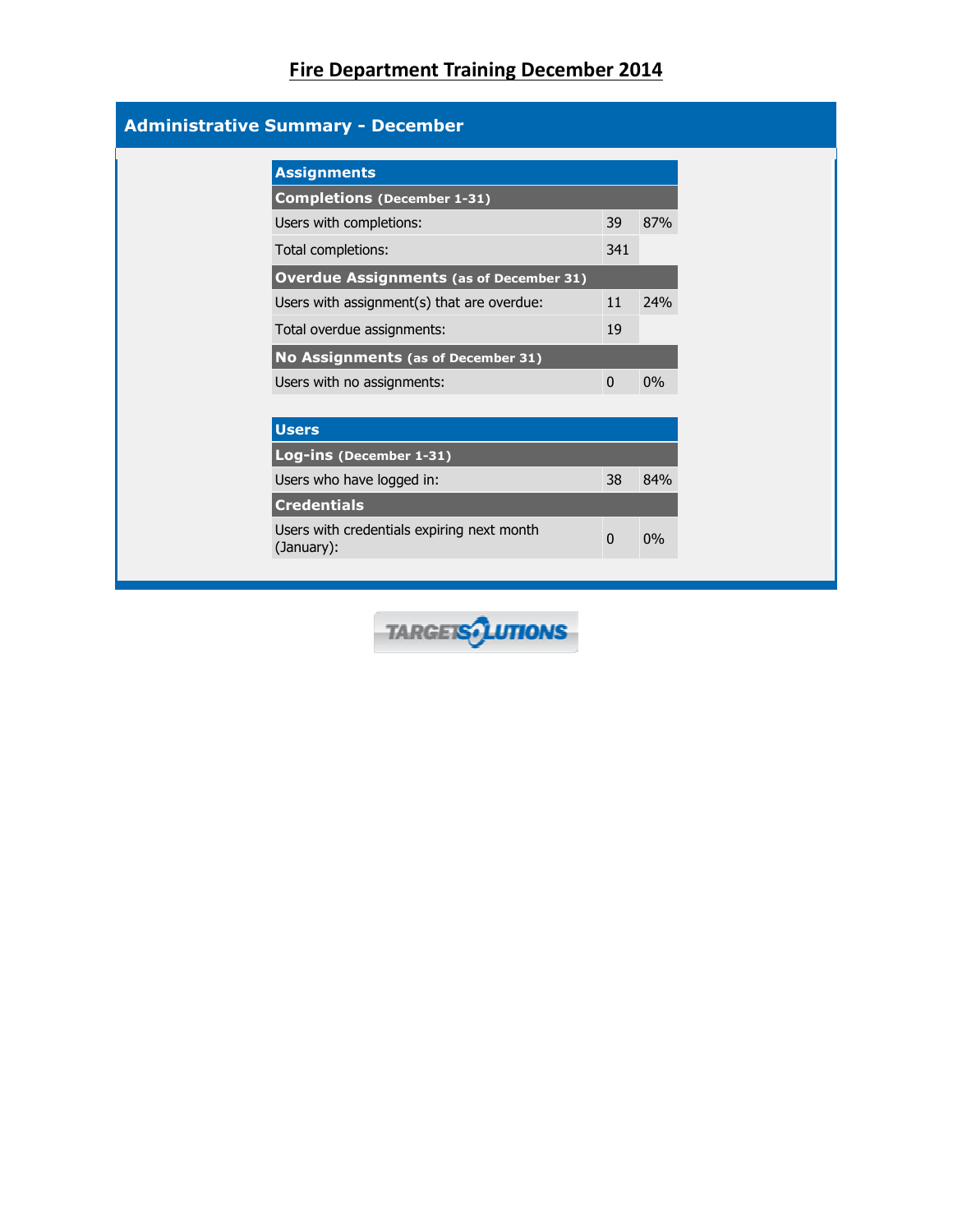# Fire Department Training December 2014

## Administrative Summary - December

| | | |
|---|---|---|
| **Assignments** | | |
| **Completions (December 1-31)** | | |
| Users with completions: | 39 | 87% |
| Total completions: | 341 | |
| **Overdue Assignments (as of December 31)** | | |
| Users with assignment(s) that are overdue: | 11 | 24% |
| Total overdue assignments: | 19 | |
| **No Assignments (as of December 31)** | | |
| Users with no assignments: | 0 | 0% |

| | | |
|---|---|---|
| **Users** | | |
| **Log-ins (December 1-31)** | | |
| Users who have logged in: | 38 | 84% |
| **Credentials** | | |
| Users with credentials expiring next month (January): | 0 | 0% |

TARGETSOLUTIONS